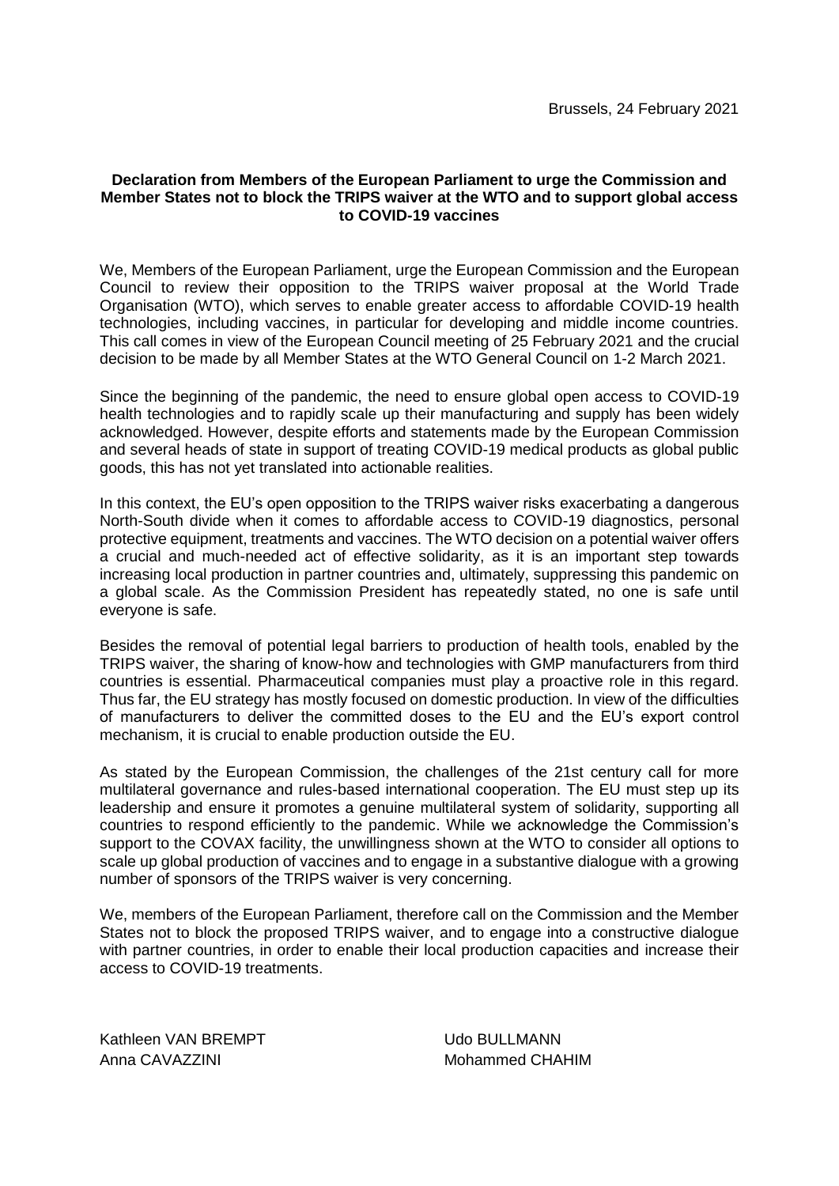Brussels, 24 February 2021

**Declaration from Members of the European Parliament to urge the Commission and Member States not to block the TRIPS waiver at the WTO and to support global access to COVID-19 vaccines**

We, Members of the European Parliament, urge the European Commission and the European Council to review their opposition to the TRIPS waiver proposal at the World Trade Organisation (WTO), which serves to enable greater access to affordable COVID-19 health technologies, including vaccines, in particular for developing and middle income countries. This call comes in view of the European Council meeting of 25 February 2021 and the crucial decision to be made by all Member States at the WTO General Council on 1-2 March 2021.

Since the beginning of the pandemic, the need to ensure global open access to COVID-19 health technologies and to rapidly scale up their manufacturing and supply has been widely acknowledged. However, despite efforts and statements made by the European Commission and several heads of state in support of treating COVID-19 medical products as global public goods, this has not yet translated into actionable realities.

In this context, the EU's open opposition to the TRIPS waiver risks exacerbating a dangerous North-South divide when it comes to affordable access to COVID-19 diagnostics, personal protective equipment, treatments and vaccines. The WTO decision on a potential waiver offers a crucial and much-needed act of effective solidarity, as it is an important step towards increasing local production in partner countries and, ultimately, suppressing this pandemic on a global scale. As the Commission President has repeatedly stated, no one is safe until everyone is safe.

Besides the removal of potential legal barriers to production of health tools, enabled by the TRIPS waiver, the sharing of know-how and technologies with GMP manufacturers from third countries is essential. Pharmaceutical companies must play a proactive role in this regard. Thus far, the EU strategy has mostly focused on domestic production. In view of the difficulties of manufacturers to deliver the committed doses to the EU and the EU's export control mechanism, it is crucial to enable production outside the EU.

As stated by the European Commission, the challenges of the 21st century call for more multilateral governance and rules-based international cooperation. The EU must step up its leadership and ensure it promotes a genuine multilateral system of solidarity, supporting all countries to respond efficiently to the pandemic. While we acknowledge the Commission's support to the COVAX facility, the unwillingness shown at the WTO to consider all options to scale up global production of vaccines and to engage in a substantive dialogue with a growing number of sponsors of the TRIPS waiver is very concerning.

We, members of the European Parliament, therefore call on the Commission and the Member States not to block the proposed TRIPS waiver, and to engage into a constructive dialogue with partner countries, in order to enable their local production capacities and increase their access to COVID-19 treatments.

Kathleen VAN BREMPT
Udo BULLMANN
Anna CAVAZZINI
Mohammed CHAHIM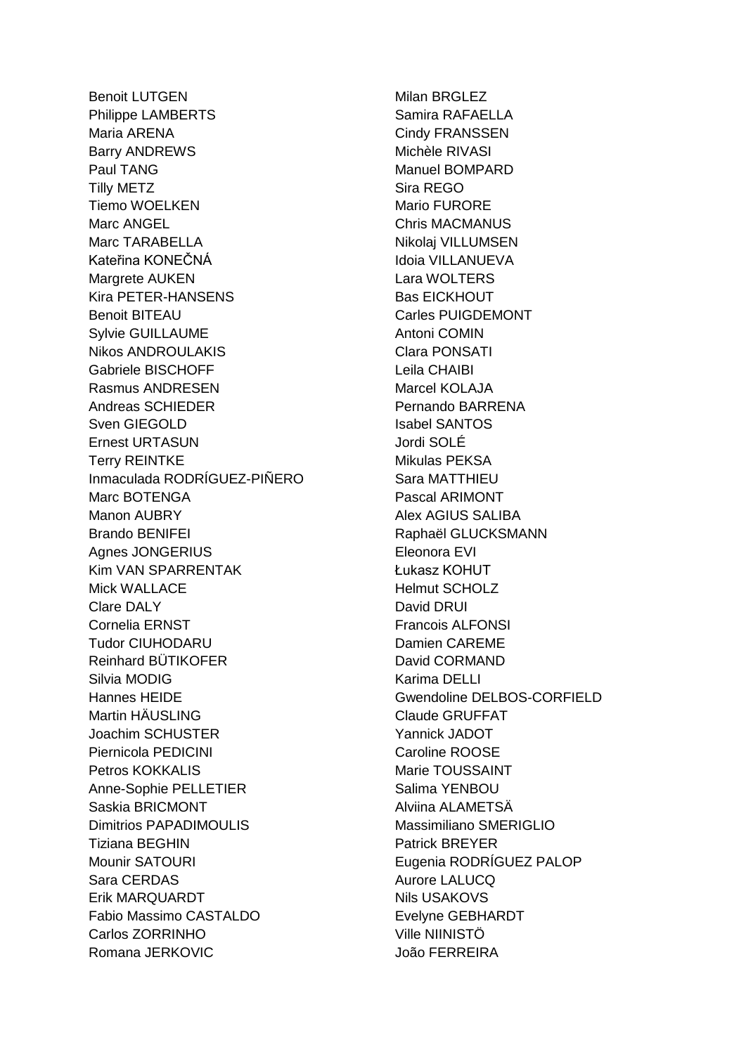Benoit LUTGEN
Philippe LAMBERTS
Maria ARENA
Barry ANDREWS
Paul TANG
Tilly METZ
Tiemo WOELKEN
Marc ANGEL
Marc TARABELLA
Kateřina KONEČNÁ
Margrete AUKEN
Kira PETER-HANSENS
Benoit BITEAU
Sylvie GUILLAUME
Nikos ANDROULAKIS
Gabriele BISCHOFF
Rasmus ANDRESEN
Andreas SCHIEDER
Sven GIEGOLD
Ernest URTASUN
Terry REINTKE
Inmaculada RODRÍGUEZ-PIÑERO
Marc BOTENGA
Manon AUBRY
Brando BENIFEI
Agnes JONGERIUS
Kim VAN SPARRENTAK
Mick WALLACE
Clare DALY
Cornelia ERNST
Tudor CIUHODARU
Reinhard BÜTIKOFER
Silvia MODIG
Hannes HEIDE
Martin HÄUSLING
Joachim SCHUSTER
Piernicola PEDICINI
Petros KOKKALIS
Anne-Sophie PELLETIER
Saskia BRICMONT
Dimitrios PAPADIMOULIS
Tiziana BEGHIN
Mounir SATOURI
Sara CERDAS
Erik MARQUARDT
Fabio Massimo CASTALDO
Carlos ZORRINHO
Romana JERKOVIC
Milan BRGLEZ
Samira RAFAELLA
Cindy FRANSSEN
Michèle RIVASI
Manuel BOMPARD
Sira REGO
Mario FURORE
Chris MACMANUS
Nikolaj VILLUMSEN
Idoia VILLANUEVA
Lara WOLTERS
Bas EICKHOUT
Carles PUIGDEMONT
Antoni COMIN
Clara PONSATI
Leila CHAIBI
Marcel KOLAJA
Pernando BARRENA
Isabel SANTOS
Jordi SOLÉ
Mikulas PEKSA
Sara MATTHIEU
Pascal ARIMONT
Alex AGIUS SALIBA
Raphaël GLUCKSMANN
Eleonora EVI
Łukasz KOHUT
Helmut SCHOLZ
David DRUI
Francois ALFONSI
Damien CAREME
David CORMAND
Karima DELLI
Gwendoline DELBOS-CORFIELD
Claude GRUFFAT
Yannick JADOT
Caroline ROOSE
Marie TOUSSAINT
Salima YENBOU
Alviina ALAMETSÄ
Massimiliano SMERIGLIO
Patrick BREYER
Eugenia RODRÍGUEZ PALOP
Aurore LALUCQ
Nils USAKOVS
Evelyne GEBHARDT
Ville NIINISTÖ
João FERREIRA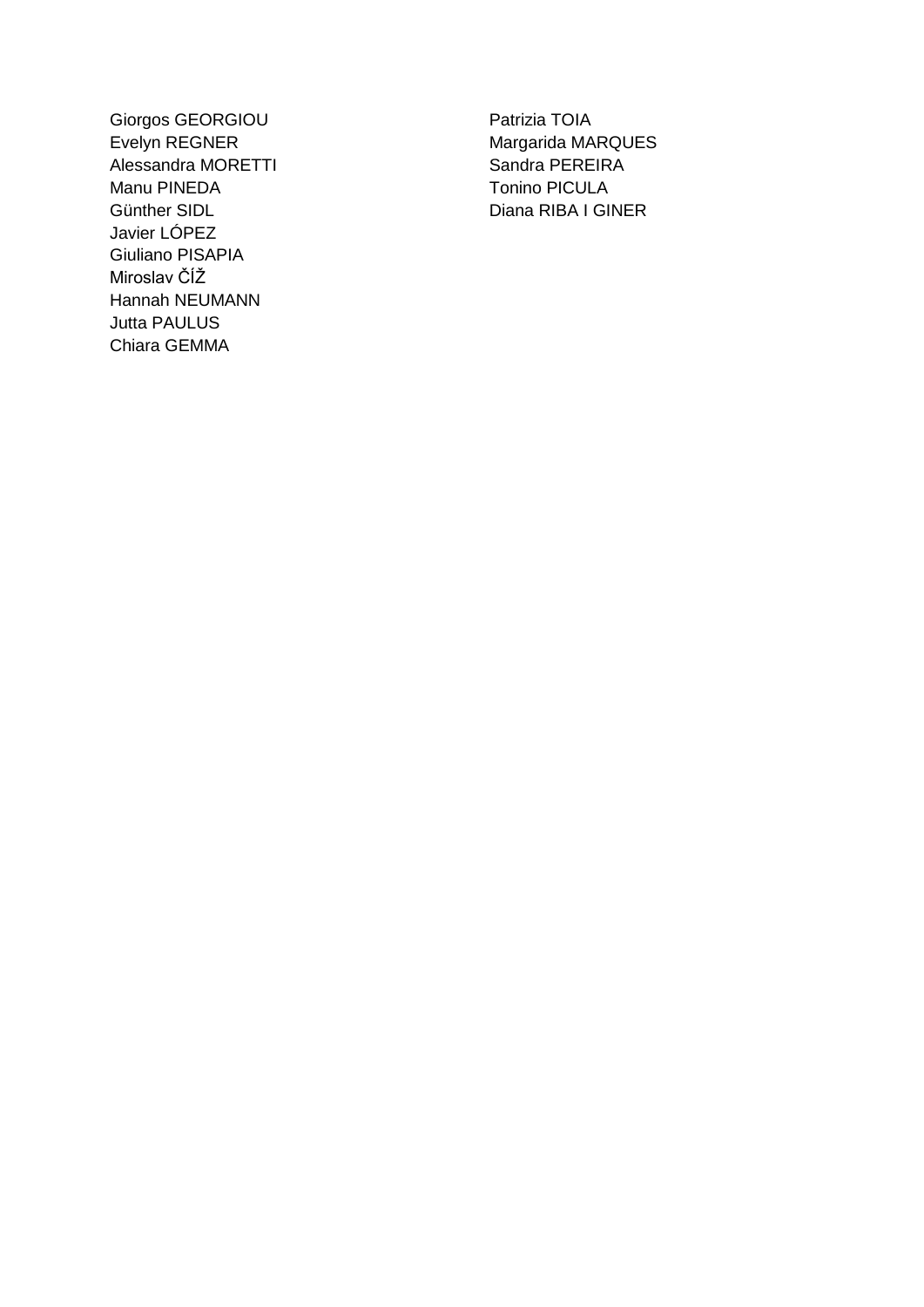Giorgos GEORGIOU
Evelyn REGNER
Alessandra MORETTI
Manu PINEDA
Günther SIDL
Javier LÓPEZ
Giuliano PISAPIA
Miroslav ČÍŽ
Hannah NEUMANN
Jutta PAULUS
Chiara GEMMA
Patrizia TOIA
Margarida MARQUES
Sandra PEREIRA
Tonino PICULA
Diana RIBA I GINER